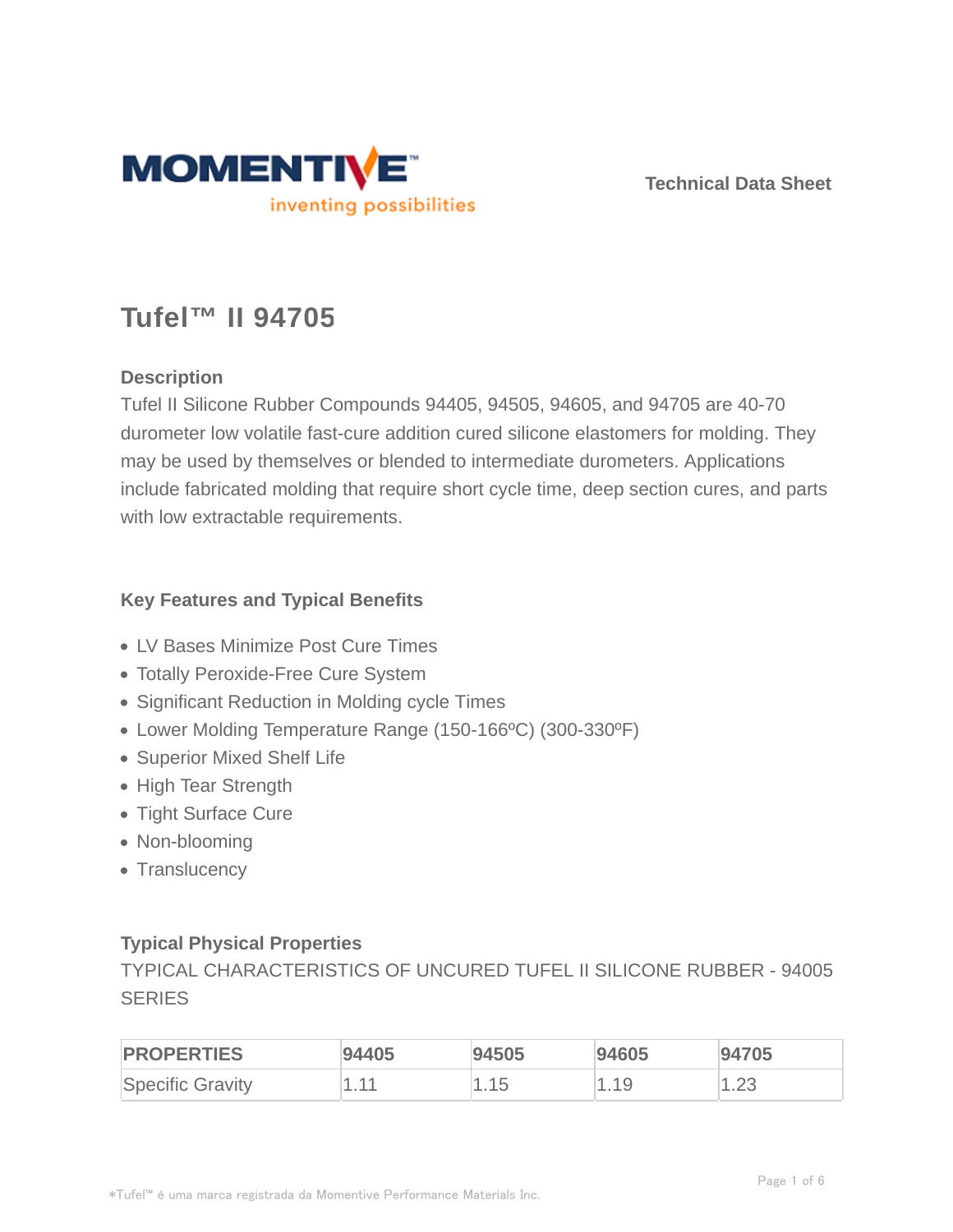MOMENTIVE

inventing possibilities

Technical Data Sheet

# Tufel™ II 94705

## Description

Tufel II Silicone Rubber Compounds 94405, 94505, 94605, and 94705 are 40-70 durometer low volatile fast-cure addition cured silicone elastomers for molding. They may be used by themselves or blended to intermediate durometers. Applications include fabricated molding that require short cycle time, deep section cures, and parts with low extractable requirements.

## Key Features and Typical Benefits

- LV Bases Minimize Post Cure Times
- Totally Peroxide-Free Cure System
- Significant Reduction in Molding cycle Times
- Lower Molding Temperature Range (150-166ºC) (300-330ºF)
- Superior Mixed Shelf Life
- High Tear Strength
- Tight Surface Cure
- Non-blooming
- Translucency

## Typical Physical Properties

TYPICAL CHARACTERISTICS OF UNCURED TUFEL II SILICONE RUBBER - 94005 SERIES

| PROPERTIES | 94405 | 94505 | 94605 | 94705 |
|---|---|---|---|---|
| Specific Gravity | 1.11 | 1.15 | 1.19 | 1.23 |

*Tufel™ é uma marca registrada da Momentive Performance Materials Inc.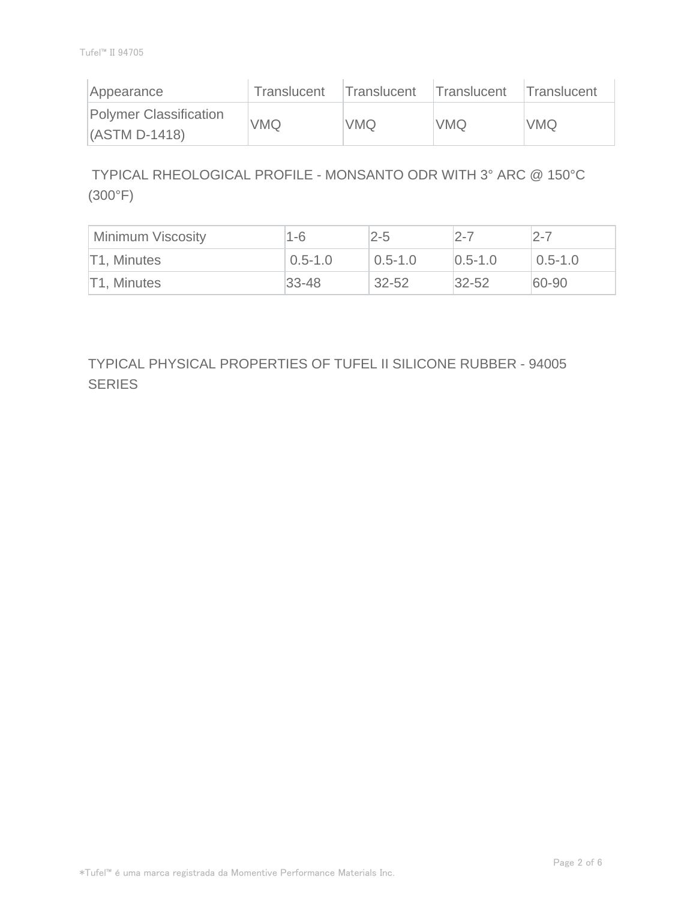| Appearance | Translucent | Translucent | Translucent | Translucent |
| --- | --- | --- | --- | --- |
| Polymer Classification (ASTM D-1418) | VMQ | VMQ | VMQ | VMQ |

TYPICAL RHEOLOGICAL PROFILE - MONSANTO ODR WITH 3° ARC @ 150°C (300°F)

| Minimum Viscosity | 1-6 | 2-5 | 2-7 | 2-7 |
| --- | --- | --- | --- | --- |
| T1, Minutes | 0.5-1.0 | 0.5-1.0 | 0.5-1.0 | 0.5-1.0 |
| T1, Minutes | 33-48 | 32-52 | 32-52 | 60-90 |

TYPICAL PHYSICAL PROPERTIES OF TUFEL II SILICONE RUBBER - 94005 SERIES

*Tufel™ é uma marca registrada da Momentive Performance Materials Inc.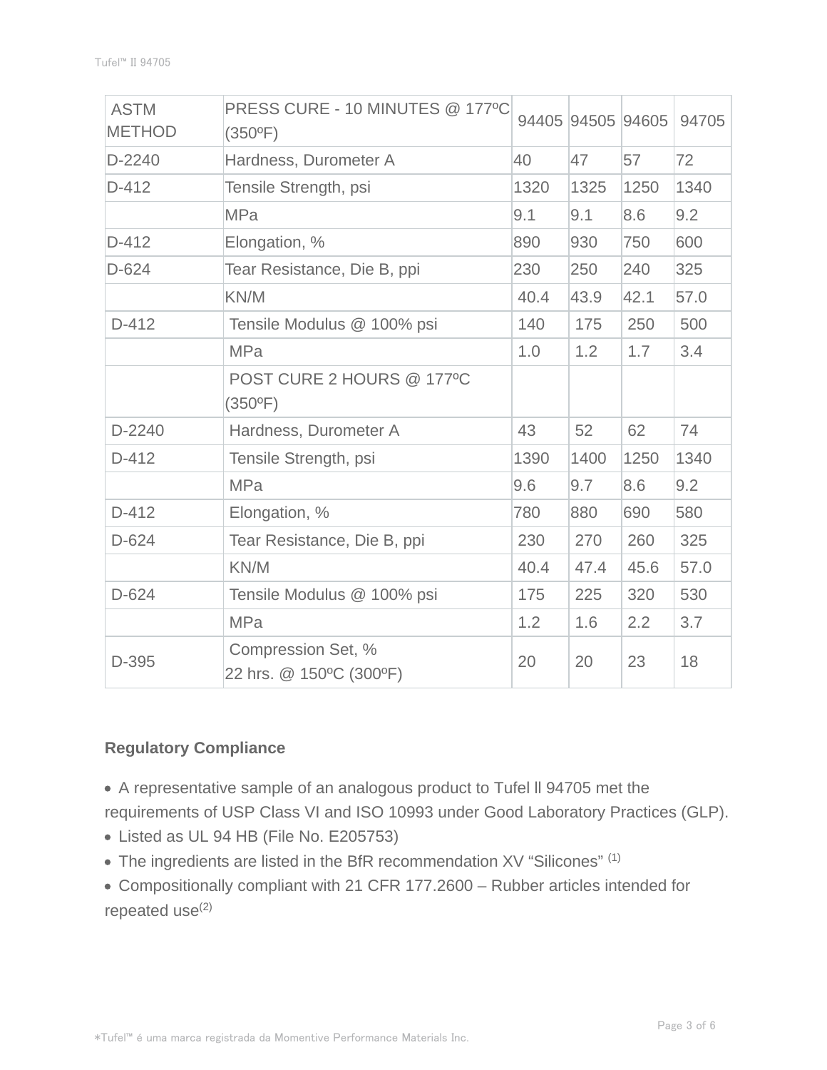| ASTM METHOD | PRESS CURE - 10 MINUTES @ 177ºC (350ºF) | 94405 | 94505 | 94605 | 94705 |
|---|---|---|---|---|---|
| D-2240 | Hardness, Durometer A | 40 | 47 | 57 | 72 |
| D-412 | Tensile Strength, psi | 1320 | 1325 | 1250 | 1340 |
| | MPa | 9.1 | 9.1 | 8.6 | 9.2 |
| D-412 | Elongation, % | 890 | 930 | 750 | 600 |
| D-624 | Tear Resistance, Die B, ppi | 230 | 250 | 240 | 325 |
| | KN/M | 40.4 | 43.9 | 42.1 | 57.0 |
| D-412 | Tensile Modulus @ 100% psi | 140 | 175 | 250 | 500 |
| | MPa | 1.0 | 1.2 | 1.7 | 3.4 |
| | POST CURE 2 HOURS @ 177ºC (350ºF) | | | | |
| D-2240 | Hardness, Durometer A | 43 | 52 | 62 | 74 |
| D-412 | Tensile Strength, psi | 1390 | 1400 | 1250 | 1340 |
| | MPa | 9.6 | 9.7 | 8.6 | 9.2 |
| D-412 | Elongation, % | 780 | 880 | 690 | 580 |
| D-624 | Tear Resistance, Die B, ppi | 230 | 270 | 260 | 325 |
| | KN/M | 40.4 | 47.4 | 45.6 | 57.0 |
| D-624 | Tensile Modulus @ 100% psi | 175 | 225 | 320 | 530 |
| | MPa | 1.2 | 1.6 | 2.2 | 3.7 |
| D-395 | Compression Set, % 22 hrs. @ 150ºC (300ºF) | 20 | 20 | 23 | 18 |

**Regulatory Compliance**

- A representative sample of an analogous product to Tufel ll 94705 met the requirements of USP Class VI and ISO 10993 under Good Laboratory Practices (GLP).
- Listed as UL 94 HB (File No. E205753)
- The ingredients are listed in the BfR recommendation XV "Silicones" [1]
- Compositionally compliant with 21 CFR 177.2600 – Rubber articles intended for repeated use[2]

*Tufel™ é uma marca registrada da Momentive Performance Materials Inc.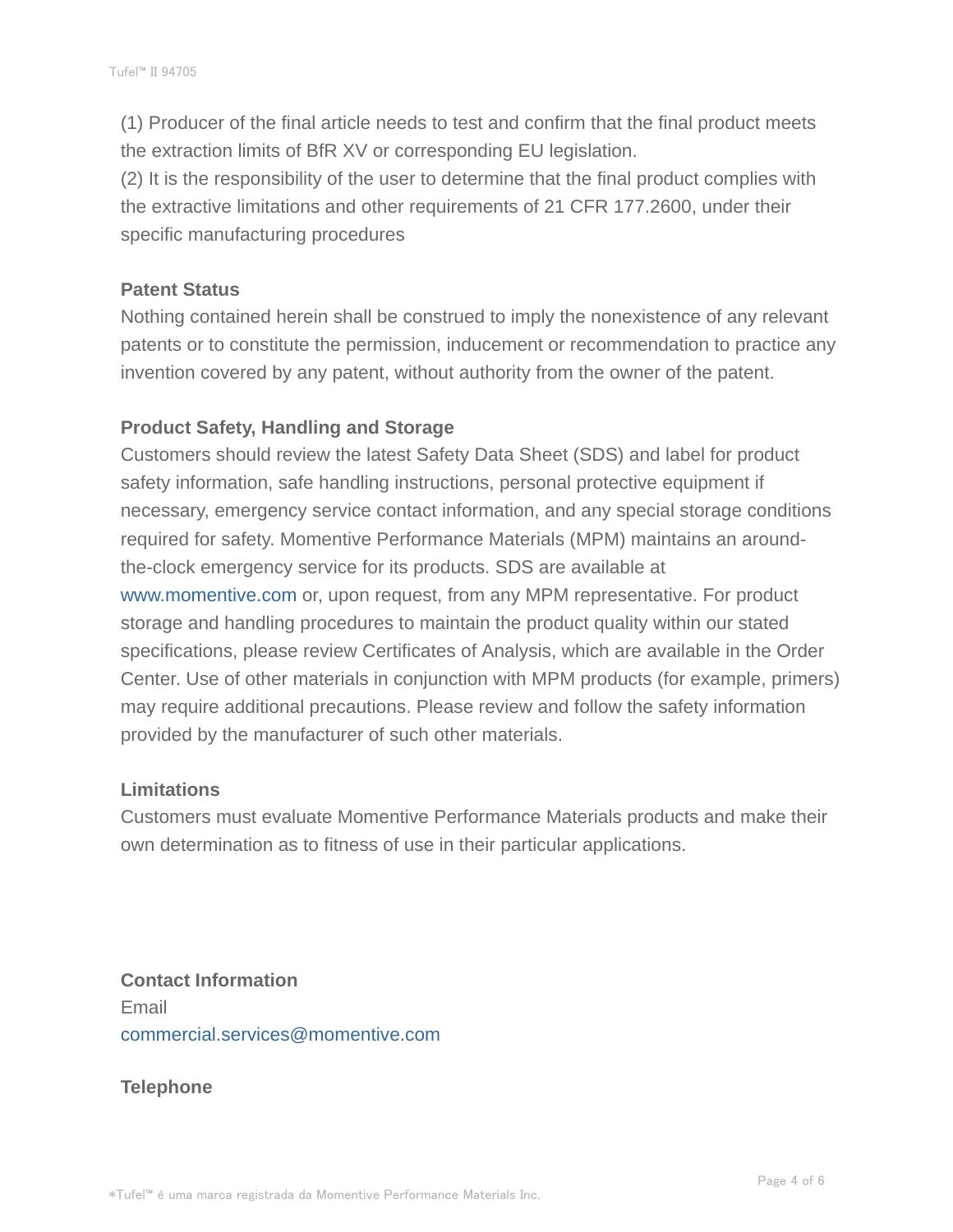(1) Producer of the final article needs to test and confirm that the final product meets the extraction limits of BfR XV or corresponding EU legislation.
(2) It is the responsibility of the user to determine that the final product complies with the extractive limitations and other requirements of 21 CFR 177.2600, under their specific manufacturing procedures

### Patent Status

Nothing contained herein shall be construed to imply the nonexistence of any relevant patents or to constitute the permission, inducement or recommendation to practice any invention covered by any patent, without authority from the owner of the patent.

### Product Safety, Handling and Storage

Customers should review the latest Safety Data Sheet (SDS) and label for product safety information, safe handling instructions, personal protective equipment if necessary, emergency service contact information, and any special storage conditions required for safety. Momentive Performance Materials (MPM) maintains an around-the-clock emergency service for its products. SDS are available at www.momentive.com or, upon request, from any MPM representative. For product storage and handling procedures to maintain the product quality within our stated specifications, please review Certificates of Analysis, which are available in the Order Center. Use of other materials in conjunction with MPM products (for example, primers) may require additional precautions. Please review and follow the safety information provided by the manufacturer of such other materials.

### Limitations

Customers must evaluate Momentive Performance Materials products and make their own determination as to fitness of use in their particular applications.

### Contact Information

Email
commercial.services@momentive.com

### Telephone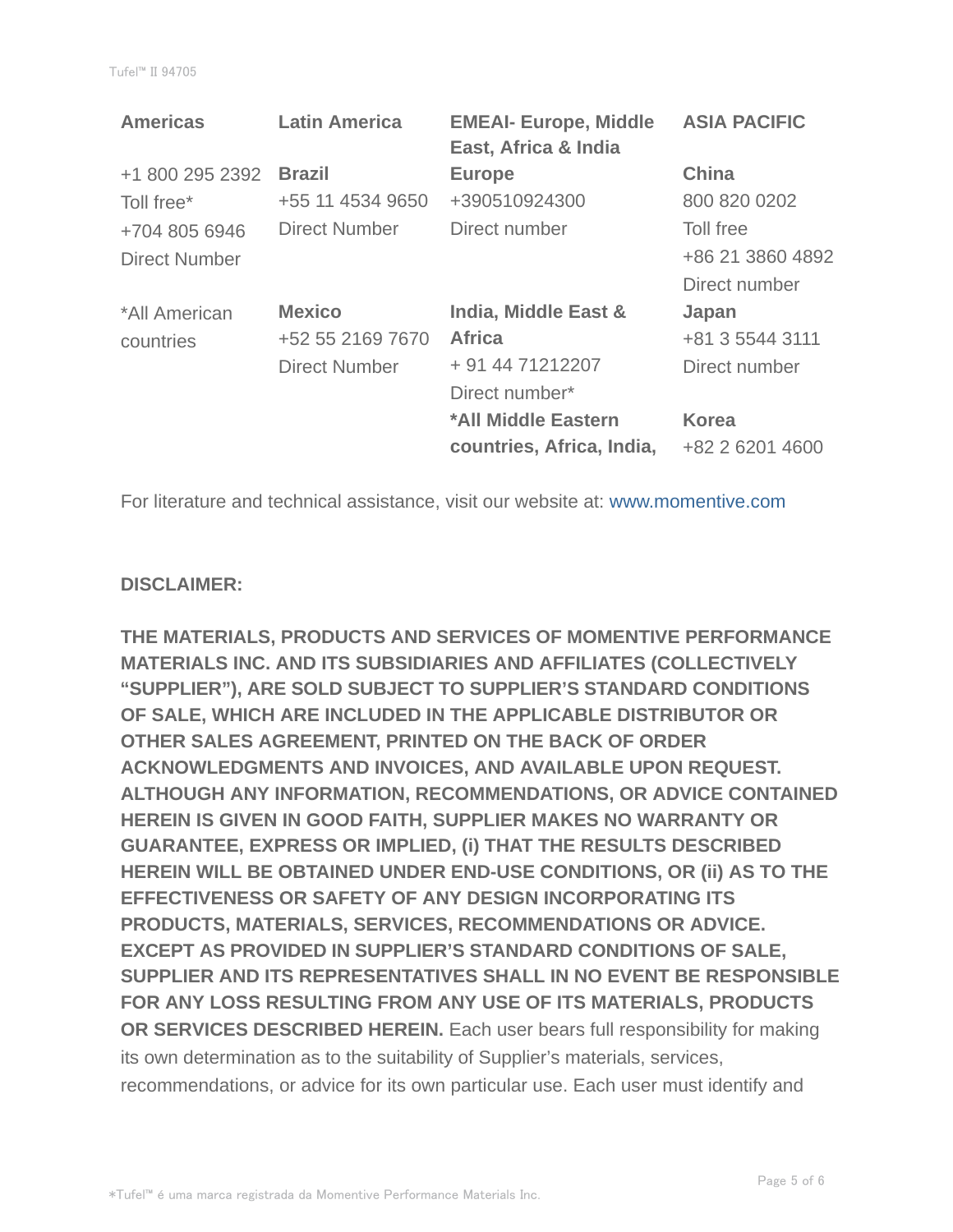| Americas | Latin America | EMEAI- Europe, Middle East, Africa & India | ASIA PACIFIC |
|---|---|---|---|
| +1 800 295 2392<br>Toll free*<br>+704 805 6946<br>Direct Number | **Brazil**<br>+55 11 4534 9650<br>Direct Number | **Europe**<br>+390510924300<br>Direct number | **China**<br>800 820 0202<br>Toll free<br>+86 21 3860 4892<br>Direct number |
| *All American countries | **Mexico**<br>+52 55 2169 7670<br>Direct Number | **India, Middle East & Africa**<br>+ 91 44 71212207<br>Direct number* | **Japan**<br>+81 3 5544 3111<br>Direct number |
| | | ***All Middle Eastern countries, Africa, India,** | **Korea**<br>+82 2 6201 4600 |

For literature and technical assistance, visit our website at: www.momentive.com

**DISCLAIMER:**

**THE MATERIALS, PRODUCTS AND SERVICES OF MOMENTIVE PERFORMANCE MATERIALS INC. AND ITS SUBSIDIARIES AND AFFILIATES (COLLECTIVELY "SUPPLIER"), ARE SOLD SUBJECT TO SUPPLIER'S STANDARD CONDITIONS OF SALE, WHICH ARE INCLUDED IN THE APPLICABLE DISTRIBUTOR OR OTHER SALES AGREEMENT, PRINTED ON THE BACK OF ORDER ACKNOWLEDGMENTS AND INVOICES, AND AVAILABLE UPON REQUEST. ALTHOUGH ANY INFORMATION, RECOMMENDATIONS, OR ADVICE CONTAINED HEREIN IS GIVEN IN GOOD FAITH, SUPPLIER MAKES NO WARRANTY OR GUARANTEE, EXPRESS OR IMPLIED, (i) THAT THE RESULTS DESCRIBED HEREIN WILL BE OBTAINED UNDER END-USE CONDITIONS, OR (ii) AS TO THE EFFECTIVENESS OR SAFETY OF ANY DESIGN INCORPORATING ITS PRODUCTS, MATERIALS, SERVICES, RECOMMENDATIONS OR ADVICE. EXCEPT AS PROVIDED IN SUPPLIER'S STANDARD CONDITIONS OF SALE, SUPPLIER AND ITS REPRESENTATIVES SHALL IN NO EVENT BE RESPONSIBLE FOR ANY LOSS RESULTING FROM ANY USE OF ITS MATERIALS, PRODUCTS OR SERVICES DESCRIBED HEREIN.** Each user bears full responsibility for making its own determination as to the suitability of Supplier's materials, services, recommendations, or advice for its own particular use. Each user must identify and

*Tufel™ é uma marca registrada da Momentive Performance Materials Inc.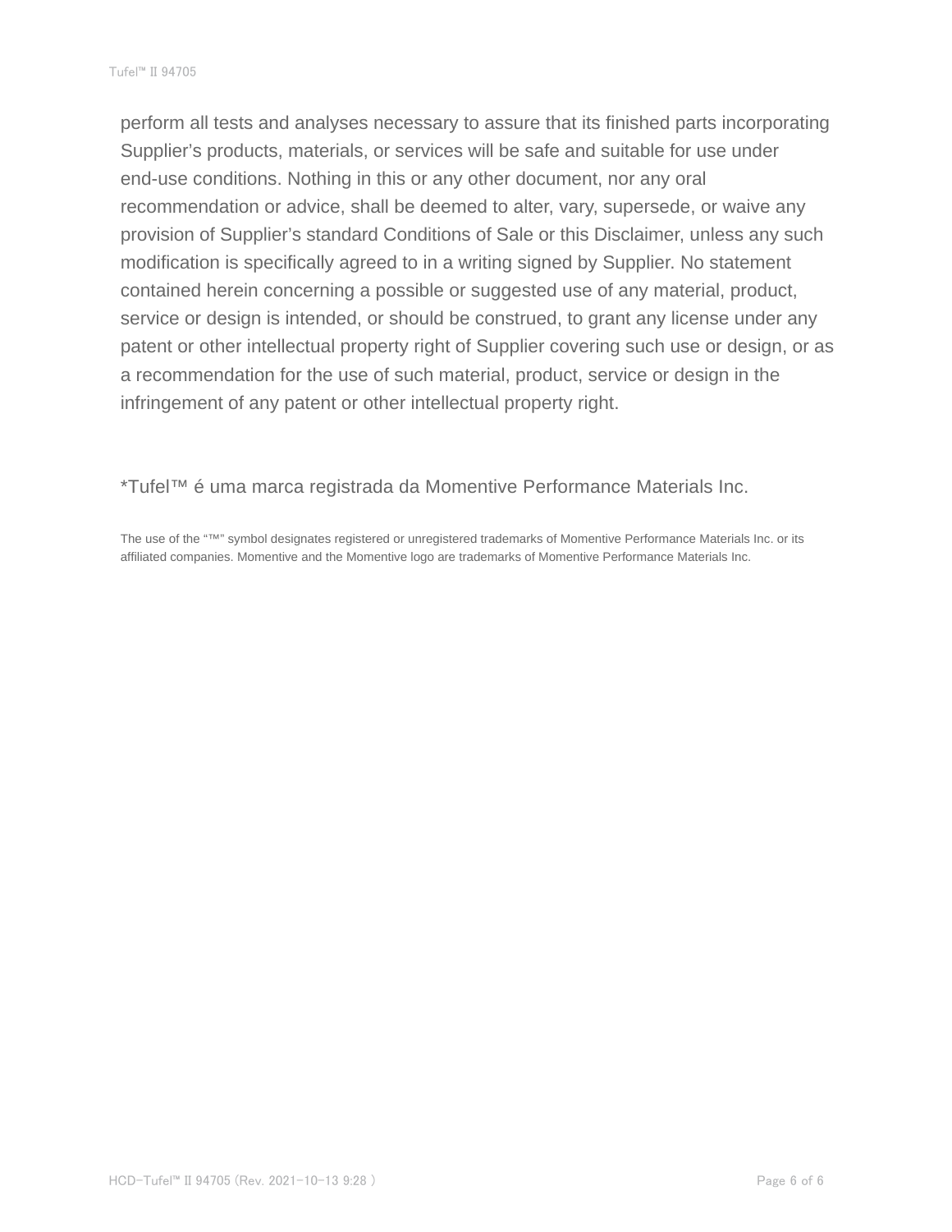perform all tests and analyses necessary to assure that its finished parts incorporating Supplier's products, materials, or services will be safe and suitable for use under end-use conditions. Nothing in this or any other document, nor any oral recommendation or advice, shall be deemed to alter, vary, supersede, or waive any provision of Supplier's standard Conditions of Sale or this Disclaimer, unless any such modification is specifically agreed to in a writing signed by Supplier. No statement contained herein concerning a possible or suggested use of any material, product, service or design is intended, or should be construed, to grant any license under any patent or other intellectual property right of Supplier covering such use or design, or as a recommendation for the use of such material, product, service or design in the infringement of any patent or other intellectual property right.

*Tufel™ é uma marca registrada da Momentive Performance Materials Inc.

The use of the "™" symbol designates registered or unregistered trademarks of Momentive Performance Materials Inc. or its affiliated companies. Momentive and the Momentive logo are trademarks of Momentive Performance Materials Inc.